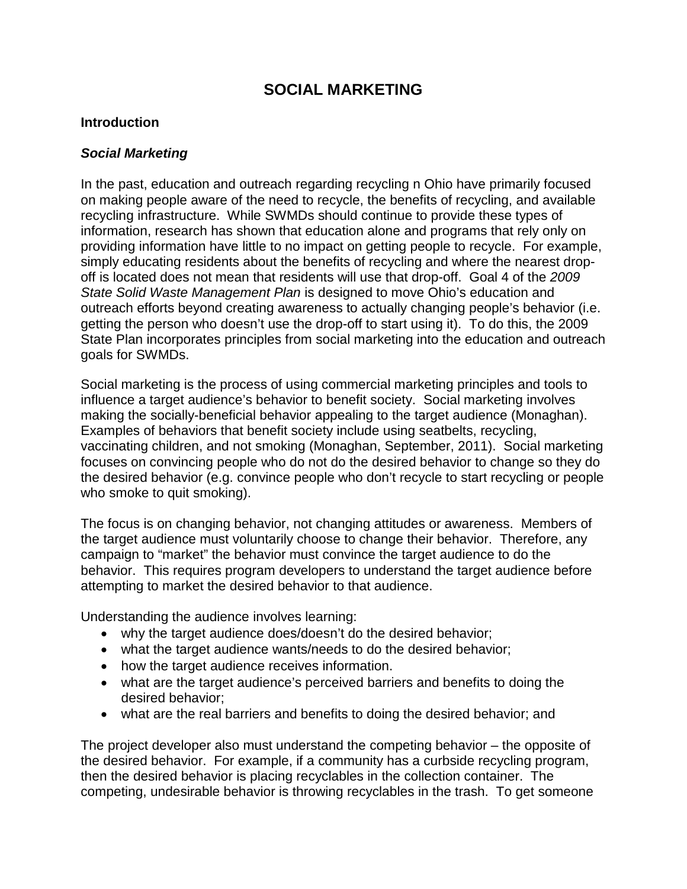# SOCIAL MARKETING

## Introduction

### *Social Marketing*

In the past, education and outreach regarding recycling n Ohio have primarily focused on making people aware of the need to recycle, the benefits of recycling, and available recycling infrastructure. While SWMDs should continue to provide these types of information, research has shown that education alone and programs that rely only on providing information have little to no impact on getting people to recycle. For example, simply educating residents about the benefits of recycling and where the nearest drop-off is located does not mean that residents will use that drop-off. Goal 4 of the *2009 State Solid Waste Management Plan* is designed to move Ohio's education and outreach efforts beyond creating awareness to actually changing people's behavior (i.e. getting the person who doesn't use the drop-off to start using it). To do this, the 2009 State Plan incorporates principles from social marketing into the education and outreach goals for SWMDs.

Social marketing is the process of using commercial marketing principles and tools to influence a target audience's behavior to benefit society. Social marketing involves making the socially-beneficial behavior appealing to the target audience (Monaghan). Examples of behaviors that benefit society include using seatbelts, recycling, vaccinating children, and not smoking (Monaghan, September, 2011). Social marketing focuses on convincing people who do not do the desired behavior to change so they do the desired behavior (e.g. convince people who don't recycle to start recycling or people who smoke to quit smoking).

The focus is on changing behavior, not changing attitudes or awareness. Members of the target audience must voluntarily choose to change their behavior. Therefore, any campaign to "market" the behavior must convince the target audience to do the behavior. This requires program developers to understand the target audience before attempting to market the desired behavior to that audience.

Understanding the audience involves learning:

- why the target audience does/doesn't do the desired behavior;
- what the target audience wants/needs to do the desired behavior;
- how the target audience receives information.
- what are the target audience's perceived barriers and benefits to doing the desired behavior;
- what are the real barriers and benefits to doing the desired behavior; and

The project developer also must understand the competing behavior – the opposite of the desired behavior. For example, if a community has a curbside recycling program, then the desired behavior is placing recyclables in the collection container. The competing, undesirable behavior is throwing recyclables in the trash. To get someone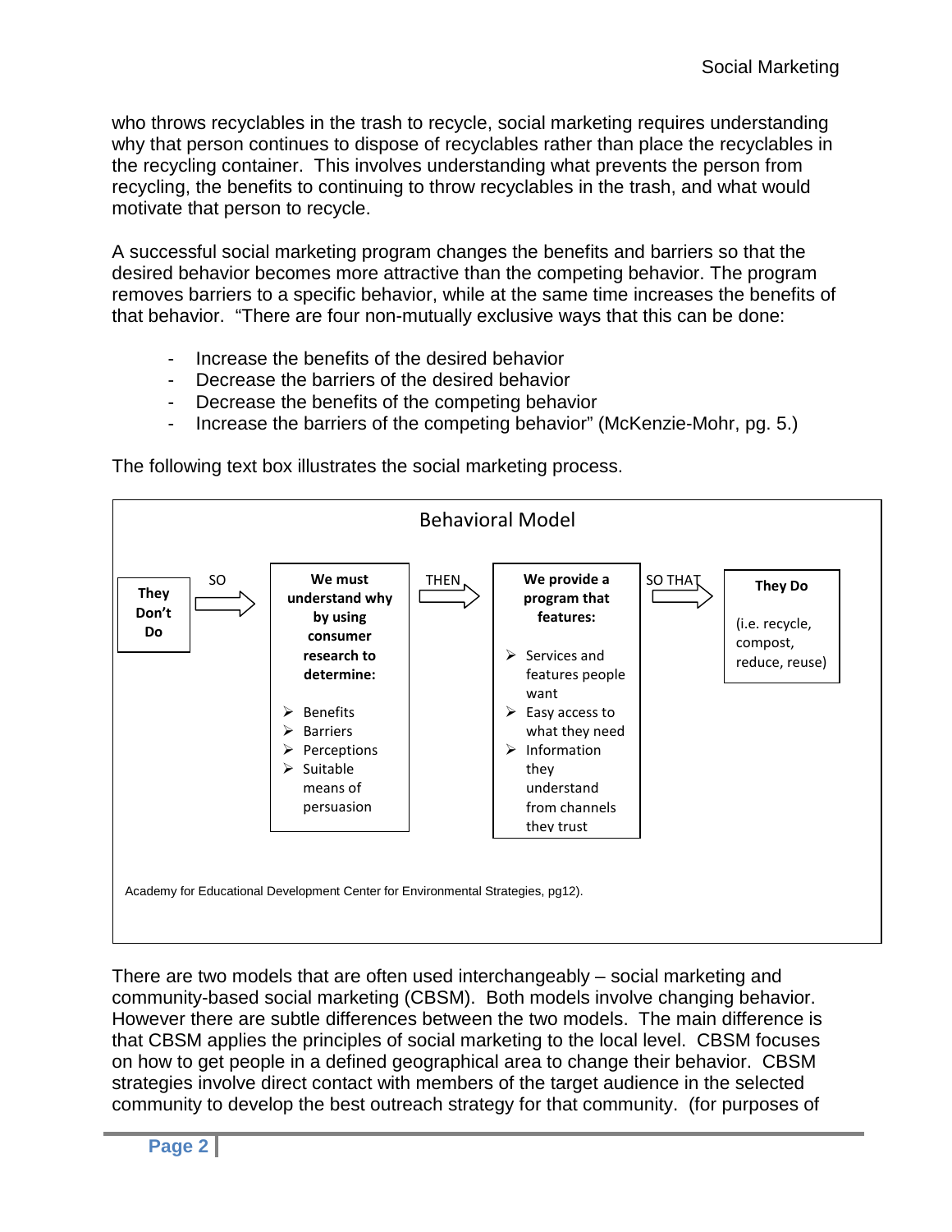who throws recyclables in the trash to recycle, social marketing requires understanding why that person continues to dispose of recyclables rather than place the recyclables in the recycling container. This involves understanding what prevents the person from recycling, the benefits to continuing to throw recyclables in the trash, and what would motivate that person to recycle.

A successful social marketing program changes the benefits and barriers so that the desired behavior becomes more attractive than the competing behavior. The program removes barriers to a specific behavior, while at the same time increases the benefits of that behavior. "There are four non-mutually exclusive ways that this can be done:

- Increase the benefits of the desired behavior
- Decrease the barriers of the desired behavior
- Decrease the benefits of the competing behavior
- Increase the barriers of the competing behavior" (McKenzie-Mohr, pg. 5.)

The following text box illustrates the social marketing process.

**Behavioral Model**

**They Don't Do** → SO → **We must understand why by using consumer research to determine:**

- Benefits
- Barriers
- Perceptions
- Suitable means of persuasion

→ THEN → **We provide a program that features:**

- Services and features people want
- Easy access to what they need
- Information they understand from channels they trust

→ SO THAT → **They Do** (i.e. recycle, compost, reduce, reuse)

Academy for Educational Development Center for Environmental Strategies, pg12).

There are two models that are often used interchangeably – social marketing and community-based social marketing (CBSM). Both models involve changing behavior. However there are subtle differences between the two models. The main difference is that CBSM applies the principles of social marketing to the local level. CBSM focuses on how to get people in a defined geographical area to change their behavior. CBSM strategies involve direct contact with members of the target audience in the selected community to develop the best outreach strategy for that community. (for purposes of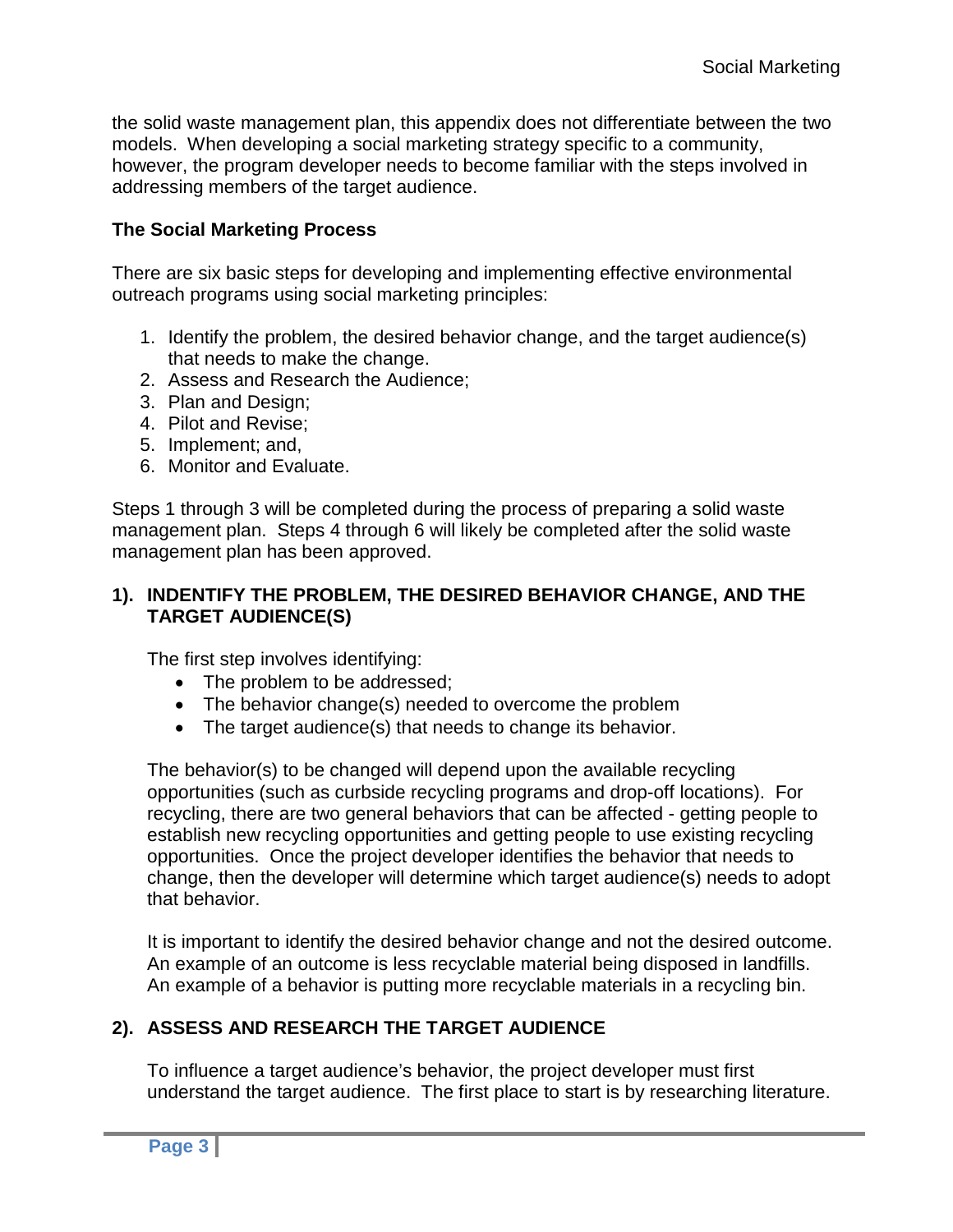the solid waste management plan, this appendix does not differentiate between the two models. When developing a social marketing strategy specific to a community, however, the program developer needs to become familiar with the steps involved in addressing members of the target audience.

**The Social Marketing Process**

There are six basic steps for developing and implementing effective environmental outreach programs using social marketing principles:

1. Identify the problem, the desired behavior change, and the target audience(s) that needs to make the change.
2. Assess and Research the Audience;
3. Plan and Design;
4. Pilot and Revise;
5. Implement; and,
6. Monitor and Evaluate.

Steps 1 through 3 will be completed during the process of preparing a solid waste management plan. Steps 4 through 6 will likely be completed after the solid waste management plan has been approved.

## 1). INDENTIFY THE PROBLEM, THE DESIRED BEHAVIOR CHANGE, AND THE TARGET AUDIENCE(S)

The first step involves identifying:

- The problem to be addressed;
- The behavior change(s) needed to overcome the problem
- The target audience(s) that needs to change its behavior.

The behavior(s) to be changed will depend upon the available recycling opportunities (such as curbside recycling programs and drop-off locations). For recycling, there are two general behaviors that can be affected - getting people to establish new recycling opportunities and getting people to use existing recycling opportunities. Once the project developer identifies the behavior that needs to change, then the developer will determine which target audience(s) needs to adopt that behavior.

It is important to identify the desired behavior change and not the desired outcome. An example of an outcome is less recyclable material being disposed in landfills. An example of a behavior is putting more recyclable materials in a recycling bin.

## 2). ASSESS AND RESEARCH THE TARGET AUDIENCE

To influence a target audience's behavior, the project developer must first understand the target audience. The first place to start is by researching literature.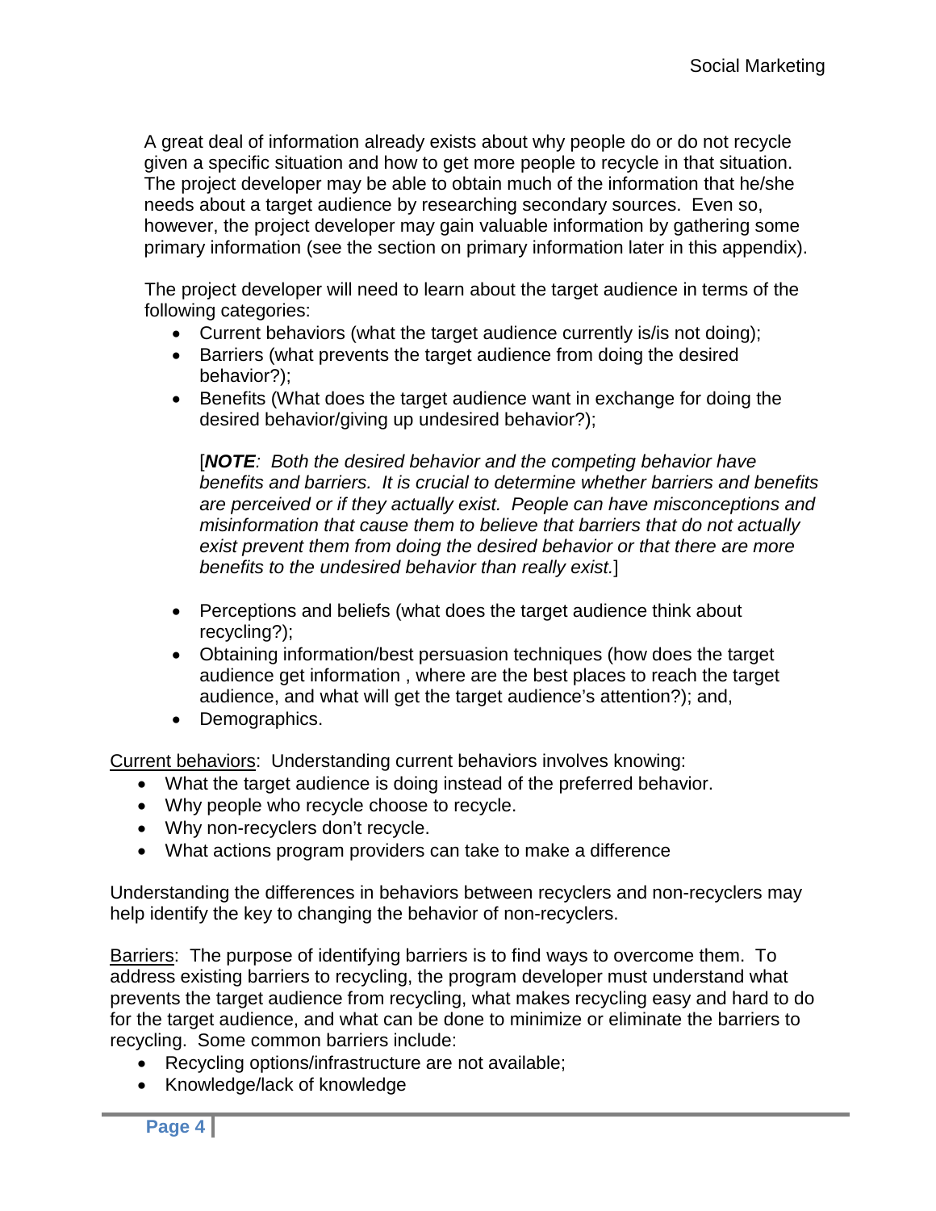A great deal of information already exists about why people do or do not recycle given a specific situation and how to get more people to recycle in that situation. The project developer may be able to obtain much of the information that he/she needs about a target audience by researching secondary sources. Even so, however, the project developer may gain valuable information by gathering some primary information (see the section on primary information later in this appendix).

The project developer will need to learn about the target audience in terms of the following categories:

- Current behaviors (what the target audience currently is/is not doing);
- Barriers (what prevents the target audience from doing the desired behavior?);
- Benefits (What does the target audience want in exchange for doing the desired behavior/giving up undesired behavior?);

  [***NOTE****: Both the desired behavior and the competing behavior have benefits and barriers. It is crucial to determine whether barriers and benefits are perceived or if they actually exist. People can have misconceptions and misinformation that cause them to believe that barriers that do not actually exist prevent them from doing the desired behavior or that there are more benefits to the undesired behavior than really exist.*]

- Perceptions and beliefs (what does the target audience think about recycling?);
- Obtaining information/best persuasion techniques (how does the target audience get information , where are the best places to reach the target audience, and what will get the target audience's attention?); and,
- Demographics.

<u>Current behaviors</u>: Understanding current behaviors involves knowing:

- What the target audience is doing instead of the preferred behavior.
- Why people who recycle choose to recycle.
- Why non-recyclers don't recycle.
- What actions program providers can take to make a difference

Understanding the differences in behaviors between recyclers and non-recyclers may help identify the key to changing the behavior of non-recyclers.

<u>Barriers</u>: The purpose of identifying barriers is to find ways to overcome them. To address existing barriers to recycling, the program developer must understand what prevents the target audience from recycling, what makes recycling easy and hard to do for the target audience, and what can be done to minimize or eliminate the barriers to recycling. Some common barriers include:

- Recycling options/infrastructure are not available;
- Knowledge/lack of knowledge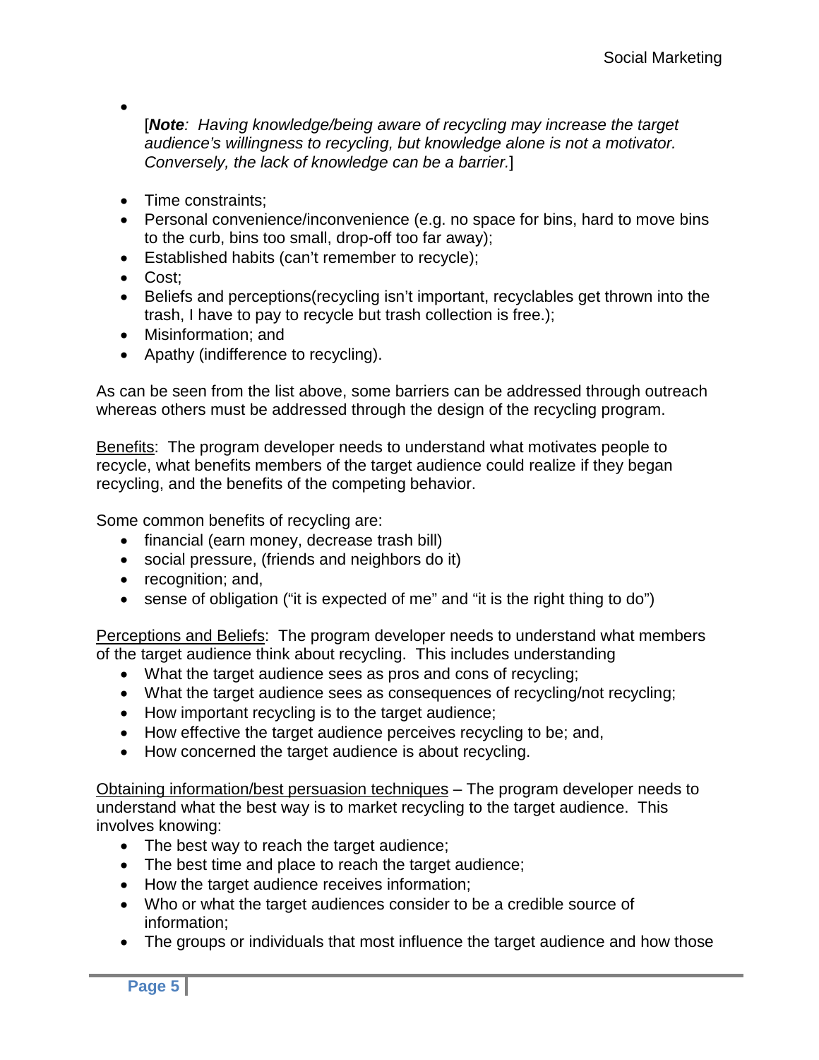- [***Note***: *Having knowledge/being aware of recycling may increase the target audience's willingness to recycling, but knowledge alone is not a motivator. Conversely, the lack of knowledge can be a barrier.*]

- Time constraints;
- Personal convenience/inconvenience (e.g. no space for bins, hard to move bins to the curb, bins too small, drop-off too far away);
- Established habits (can't remember to recycle);
- Cost;
- Beliefs and perceptions(recycling isn't important, recyclables get thrown into the trash, I have to pay to recycle but trash collection is free.);
- Misinformation; and
- Apathy (indifference to recycling).

As can be seen from the list above, some barriers can be addressed through outreach whereas others must be addressed through the design of the recycling program.

<u>Benefits</u>: The program developer needs to understand what motivates people to recycle, what benefits members of the target audience could realize if they began recycling, and the benefits of the competing behavior.

Some common benefits of recycling are:

- financial (earn money, decrease trash bill)
- social pressure, (friends and neighbors do it)
- recognition; and,
- sense of obligation ("it is expected of me" and "it is the right thing to do")

<u>Perceptions and Beliefs</u>: The program developer needs to understand what members of the target audience think about recycling. This includes understanding

- What the target audience sees as pros and cons of recycling;
- What the target audience sees as consequences of recycling/not recycling;
- How important recycling is to the target audience;
- How effective the target audience perceives recycling to be; and,
- How concerned the target audience is about recycling.

<u>Obtaining information/best persuasion techniques</u> – The program developer needs to understand what the best way is to market recycling to the target audience. This involves knowing:

- The best way to reach the target audience;
- The best time and place to reach the target audience;
- How the target audience receives information;
- Who or what the target audiences consider to be a credible source of information;
- The groups or individuals that most influence the target audience and how those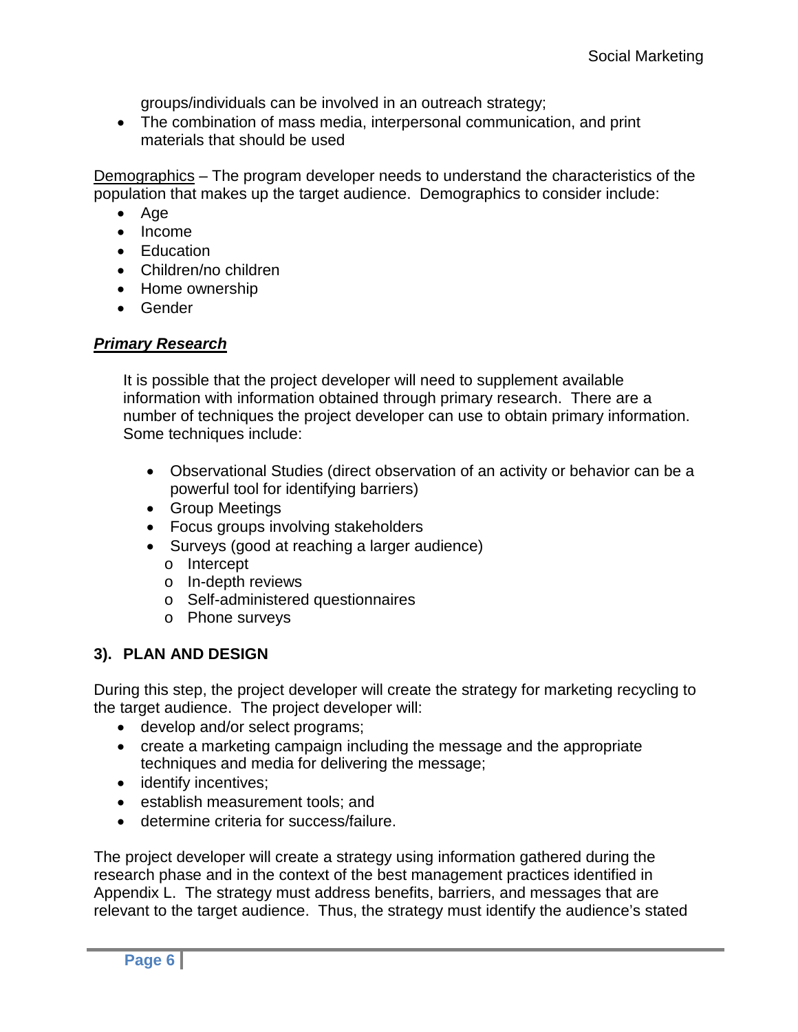groups/individuals can be involved in an outreach strategy;

- The combination of mass media, interpersonal communication, and print materials that should be used

Demographics – The program developer needs to understand the characteristics of the population that makes up the target audience. Demographics to consider include:

- Age
- Income
- Education
- Children/no children
- Home ownership
- Gender

***Primary Research***

It is possible that the project developer will need to supplement available information with information obtained through primary research. There are a number of techniques the project developer can use to obtain primary information. Some techniques include:

- Observational Studies (direct observation of an activity or behavior can be a powerful tool for identifying barriers)
- Group Meetings
- Focus groups involving stakeholders
- Surveys (good at reaching a larger audience)
  - Intercept
  - In-depth reviews
  - Self-administered questionnaires
  - Phone surveys

### 3). PLAN AND DESIGN

During this step, the project developer will create the strategy for marketing recycling to the target audience. The project developer will:

- develop and/or select programs;
- create a marketing campaign including the message and the appropriate techniques and media for delivering the message;
- identify incentives;
- establish measurement tools; and
- determine criteria for success/failure.

The project developer will create a strategy using information gathered during the research phase and in the context of the best management practices identified in Appendix L. The strategy must address benefits, barriers, and messages that are relevant to the target audience. Thus, the strategy must identify the audience's stated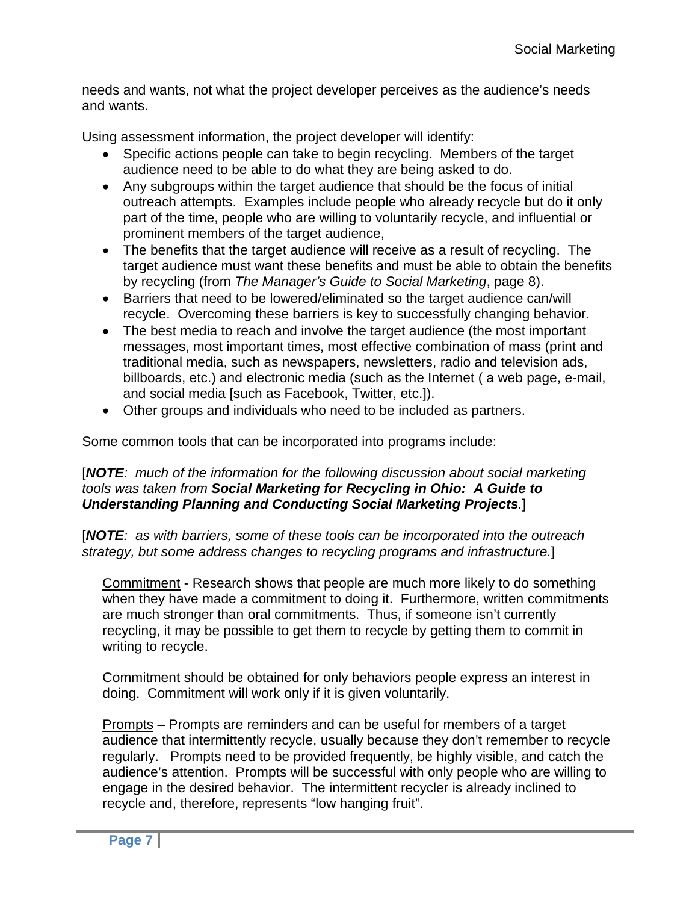needs and wants, not what the project developer perceives as the audience's needs and wants.

Using assessment information, the project developer will identify:

- Specific actions people can take to begin recycling. Members of the target audience need to be able to do what they are being asked to do.
- Any subgroups within the target audience that should be the focus of initial outreach attempts. Examples include people who already recycle but do it only part of the time, people who are willing to voluntarily recycle, and influential or prominent members of the target audience,
- The benefits that the target audience will receive as a result of recycling. The target audience must want these benefits and must be able to obtain the benefits by recycling (from *The Manager's Guide to Social Marketing*, page 8).
- Barriers that need to be lowered/eliminated so the target audience can/will recycle. Overcoming these barriers is key to successfully changing behavior.
- The best media to reach and involve the target audience (the most important messages, most important times, most effective combination of mass (print and traditional media, such as newspapers, newsletters, radio and television ads, billboards, etc.) and electronic media (such as the Internet ( a web page, e-mail, and social media [such as Facebook, Twitter, etc.]).
- Other groups and individuals who need to be included as partners.

Some common tools that can be incorporated into programs include:

[***NOTE**: much of the information for the following discussion about social marketing tools was taken from **Social Marketing for Recycling in Ohio: A Guide to Understanding Planning and Conducting Social Marketing Projects**.*]

[***NOTE**: as with barriers, some of these tools can be incorporated into the outreach strategy, but some address changes to recycling programs and infrastructure.*]

<u>Commitment</u> - Research shows that people are much more likely to do something when they have made a commitment to doing it. Furthermore, written commitments are much stronger than oral commitments. Thus, if someone isn't currently recycling, it may be possible to get them to recycle by getting them to commit in writing to recycle.

Commitment should be obtained for only behaviors people express an interest in doing. Commitment will work only if it is given voluntarily.

<u>Prompts</u> – Prompts are reminders and can be useful for members of a target audience that intermittently recycle, usually because they don't remember to recycle regularly. Prompts need to be provided frequently, be highly visible, and catch the audience's attention. Prompts will be successful with only people who are willing to engage in the desired behavior. The intermittent recycler is already inclined to recycle and, therefore, represents "low hanging fruit".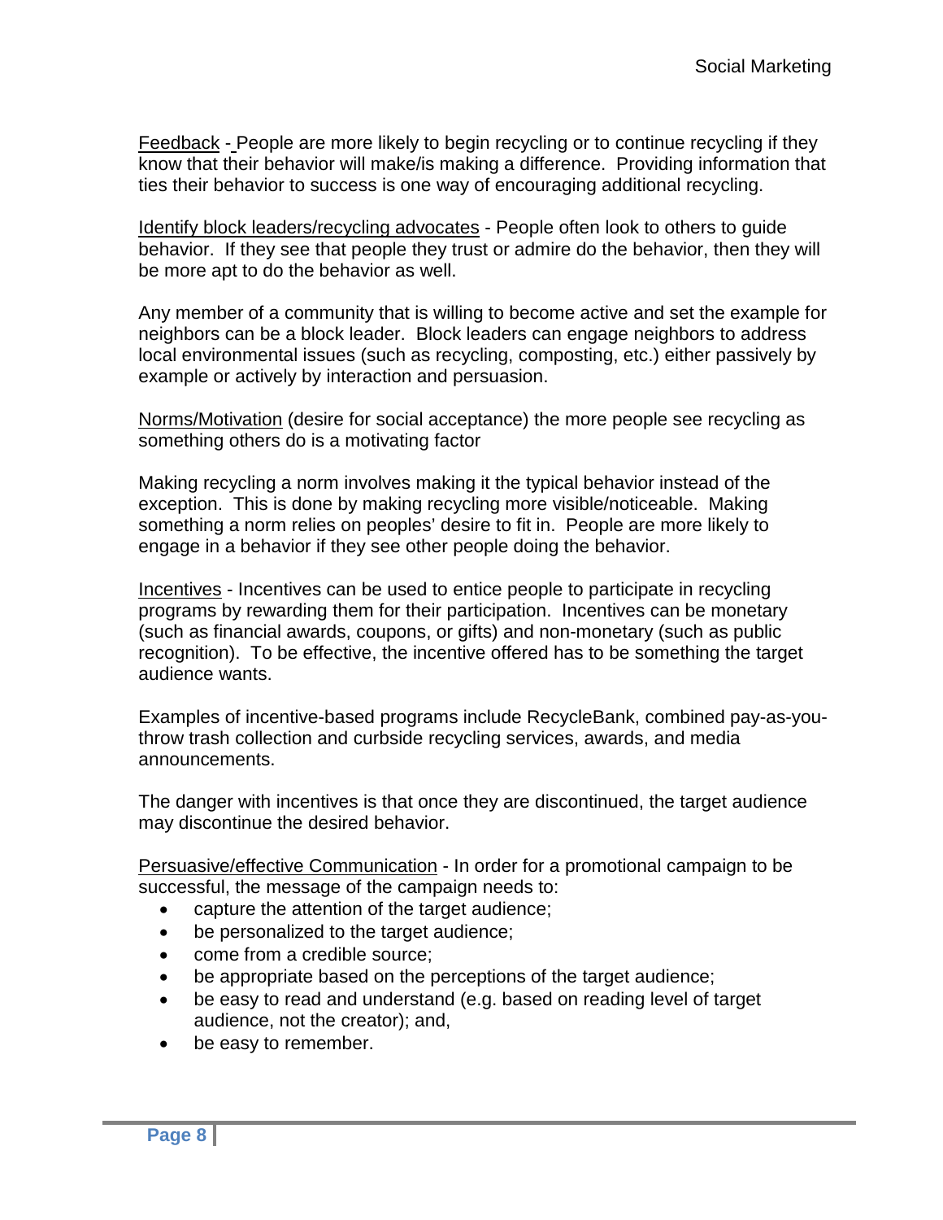<u>Feedback</u> - People are more likely to begin recycling or to continue recycling if they know that their behavior will make/is making a difference. Providing information that ties their behavior to success is one way of encouraging additional recycling.

<u>Identify block leaders/recycling advocates</u> - People often look to others to guide behavior. If they see that people they trust or admire do the behavior, then they will be more apt to do the behavior as well.

Any member of a community that is willing to become active and set the example for neighbors can be a block leader. Block leaders can engage neighbors to address local environmental issues (such as recycling, composting, etc.) either passively by example or actively by interaction and persuasion.

<u>Norms/Motivation</u> (desire for social acceptance) the more people see recycling as something others do is a motivating factor

Making recycling a norm involves making it the typical behavior instead of the exception. This is done by making recycling more visible/noticeable. Making something a norm relies on peoples' desire to fit in. People are more likely to engage in a behavior if they see other people doing the behavior.

<u>Incentives</u> - Incentives can be used to entice people to participate in recycling programs by rewarding them for their participation. Incentives can be monetary (such as financial awards, coupons, or gifts) and non-monetary (such as public recognition). To be effective, the incentive offered has to be something the target audience wants.

Examples of incentive-based programs include RecycleBank, combined pay-as-you-throw trash collection and curbside recycling services, awards, and media announcements.

The danger with incentives is that once they are discontinued, the target audience may discontinue the desired behavior.

<u>Persuasive/effective Communication</u> - In order for a promotional campaign to be successful, the message of the campaign needs to:

- capture the attention of the target audience;
- be personalized to the target audience;
- come from a credible source;
- be appropriate based on the perceptions of the target audience;
- be easy to read and understand (e.g. based on reading level of target audience, not the creator); and,
- be easy to remember.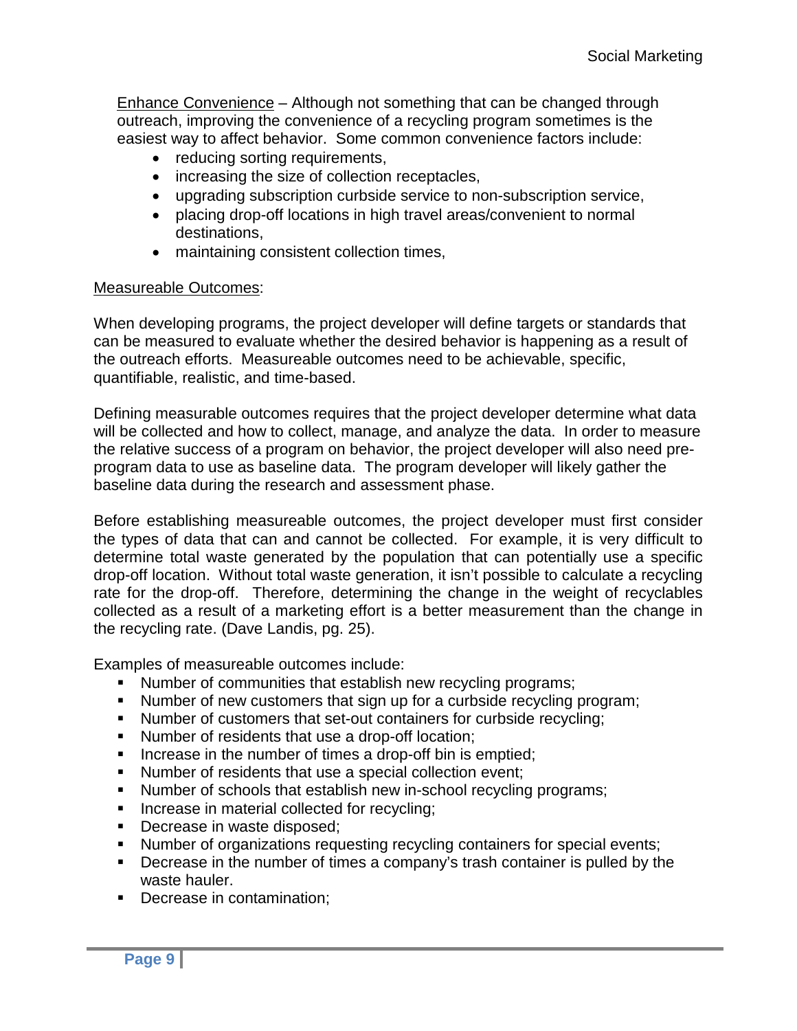Enhance Convenience – Although not something that can be changed through outreach, improving the convenience of a recycling program sometimes is the easiest way to affect behavior. Some common convenience factors include:

- reducing sorting requirements,
- increasing the size of collection receptacles,
- upgrading subscription curbside service to non-subscription service,
- placing drop-off locations in high travel areas/convenient to normal destinations,
- maintaining consistent collection times,

Measureable Outcomes:

When developing programs, the project developer will define targets or standards that can be measured to evaluate whether the desired behavior is happening as a result of the outreach efforts. Measureable outcomes need to be achievable, specific, quantifiable, realistic, and time-based.

Defining measurable outcomes requires that the project developer determine what data will be collected and how to collect, manage, and analyze the data. In order to measure the relative success of a program on behavior, the project developer will also need pre-program data to use as baseline data. The program developer will likely gather the baseline data during the research and assessment phase.

Before establishing measureable outcomes, the project developer must first consider the types of data that can and cannot be collected. For example, it is very difficult to determine total waste generated by the population that can potentially use a specific drop-off location. Without total waste generation, it isn't possible to calculate a recycling rate for the drop-off. Therefore, determining the change in the weight of recyclables collected as a result of a marketing effort is a better measurement than the change in the recycling rate. (Dave Landis, pg. 25).

Examples of measureable outcomes include:

- Number of communities that establish new recycling programs;
- Number of new customers that sign up for a curbside recycling program;
- Number of customers that set-out containers for curbside recycling;
- Number of residents that use a drop-off location;
- Increase in the number of times a drop-off bin is emptied;
- Number of residents that use a special collection event;
- Number of schools that establish new in-school recycling programs;
- Increase in material collected for recycling;
- Decrease in waste disposed;
- Number of organizations requesting recycling containers for special events;
- Decrease in the number of times a company's trash container is pulled by the waste hauler.
- Decrease in contamination;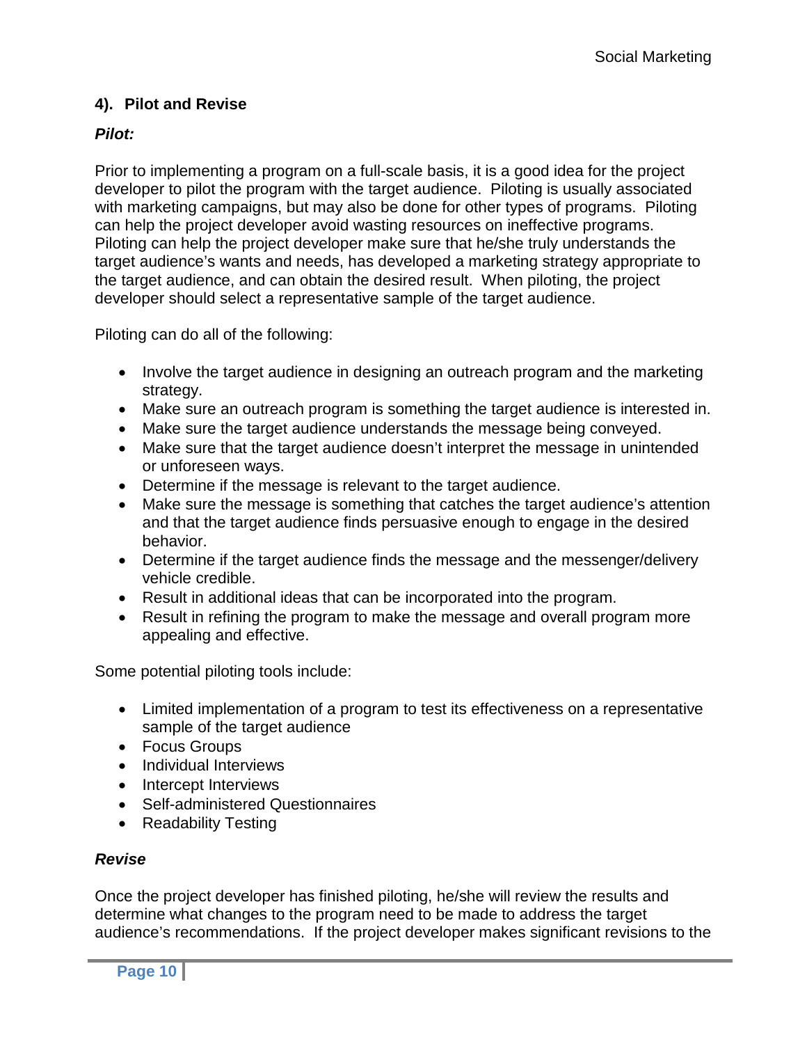### 4). Pilot and Revise

***Pilot:***

Prior to implementing a program on a full-scale basis, it is a good idea for the project developer to pilot the program with the target audience. Piloting is usually associated with marketing campaigns, but may also be done for other types of programs. Piloting can help the project developer avoid wasting resources on ineffective programs. Piloting can help the project developer make sure that he/she truly understands the target audience's wants and needs, has developed a marketing strategy appropriate to the target audience, and can obtain the desired result. When piloting, the project developer should select a representative sample of the target audience.

Piloting can do all of the following:

- Involve the target audience in designing an outreach program and the marketing strategy.
- Make sure an outreach program is something the target audience is interested in.
- Make sure the target audience understands the message being conveyed.
- Make sure that the target audience doesn't interpret the message in unintended or unforeseen ways.
- Determine if the message is relevant to the target audience.
- Make sure the message is something that catches the target audience's attention and that the target audience finds persuasive enough to engage in the desired behavior.
- Determine if the target audience finds the message and the messenger/delivery vehicle credible.
- Result in additional ideas that can be incorporated into the program.
- Result in refining the program to make the message and overall program more appealing and effective.

Some potential piloting tools include:

- Limited implementation of a program to test its effectiveness on a representative sample of the target audience
- Focus Groups
- Individual Interviews
- Intercept Interviews
- Self-administered Questionnaires
- Readability Testing

***Revise***

Once the project developer has finished piloting, he/she will review the results and determine what changes to the program need to be made to address the target audience's recommendations. If the project developer makes significant revisions to the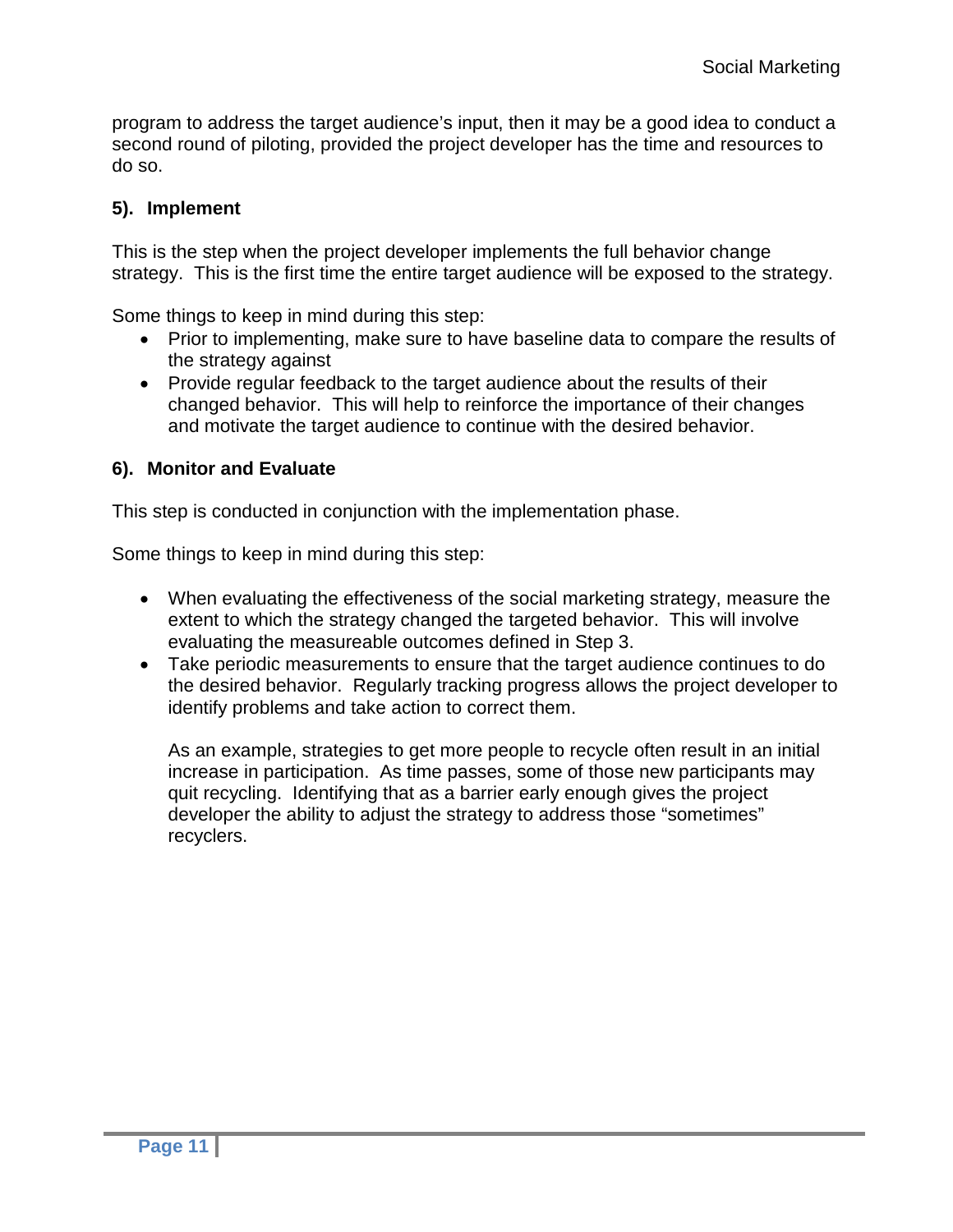program to address the target audience's input, then it may be a good idea to conduct a second round of piloting, provided the project developer has the time and resources to do so.

### 5). Implement

This is the step when the project developer implements the full behavior change strategy. This is the first time the entire target audience will be exposed to the strategy.

Some things to keep in mind during this step:

- Prior to implementing, make sure to have baseline data to compare the results of the strategy against
- Provide regular feedback to the target audience about the results of their changed behavior. This will help to reinforce the importance of their changes and motivate the target audience to continue with the desired behavior.

### 6). Monitor and Evaluate

This step is conducted in conjunction with the implementation phase.

Some things to keep in mind during this step:

- When evaluating the effectiveness of the social marketing strategy, measure the extent to which the strategy changed the targeted behavior. This will involve evaluating the measureable outcomes defined in Step 3.
- Take periodic measurements to ensure that the target audience continues to do the desired behavior. Regularly tracking progress allows the project developer to identify problems and take action to correct them.

  As an example, strategies to get more people to recycle often result in an initial increase in participation. As time passes, some of those new participants may quit recycling. Identifying that as a barrier early enough gives the project developer the ability to adjust the strategy to address those "sometimes" recyclers.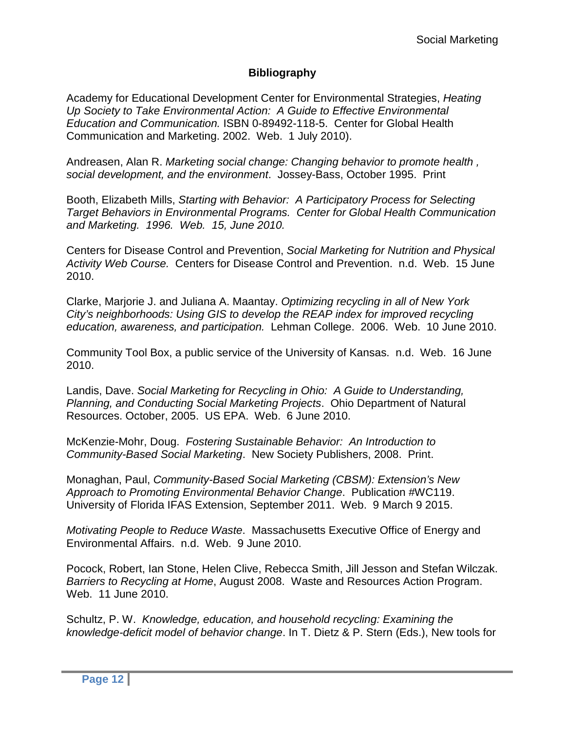## Bibliography

Academy for Educational Development Center for Environmental Strategies, *Heating Up Society to Take Environmental Action: A Guide to Effective Environmental Education and Communication.* ISBN 0-89492-118-5. Center for Global Health Communication and Marketing. 2002. Web. 1 July 2010).

Andreasen, Alan R. *Marketing social change: Changing behavior to promote health , social development, and the environment*. Jossey-Bass, October 1995. Print

Booth, Elizabeth Mills, *Starting with Behavior: A Participatory Process for Selecting Target Behaviors in Environmental Programs. Center for Global Health Communication and Marketing. 1996. Web. 15, June 2010.*

Centers for Disease Control and Prevention, *Social Marketing for Nutrition and Physical Activity Web Course.* Centers for Disease Control and Prevention. n.d. Web. 15 June 2010.

Clarke, Marjorie J. and Juliana A. Maantay. *Optimizing recycling in all of New York City's neighborhoods: Using GIS to develop the REAP index for improved recycling education, awareness, and participation.* Lehman College. 2006. Web. 10 June 2010.

Community Tool Box, a public service of the University of Kansas. n.d. Web. 16 June 2010.

Landis, Dave. *Social Marketing for Recycling in Ohio: A Guide to Understanding, Planning, and Conducting Social Marketing Projects*. Ohio Department of Natural Resources. October, 2005. US EPA. Web. 6 June 2010.

McKenzie-Mohr, Doug. *Fostering Sustainable Behavior: An Introduction to Community-Based Social Marketing*. New Society Publishers, 2008. Print.

Monaghan, Paul, *Community-Based Social Marketing (CBSM): Extension's New Approach to Promoting Environmental Behavior Change*. Publication #WC119. University of Florida IFAS Extension, September 2011. Web. 9 March 9 2015.

*Motivating People to Reduce Waste*. Massachusetts Executive Office of Energy and Environmental Affairs. n.d. Web. 9 June 2010.

Pocock, Robert, Ian Stone, Helen Clive, Rebecca Smith, Jill Jesson and Stefan Wilczak. *Barriers to Recycling at Home*, August 2008. Waste and Resources Action Program. Web. 11 June 2010.

Schultz, P. W. *Knowledge, education, and household recycling: Examining the knowledge-deficit model of behavior change*. In T. Dietz & P. Stern (Eds.), New tools for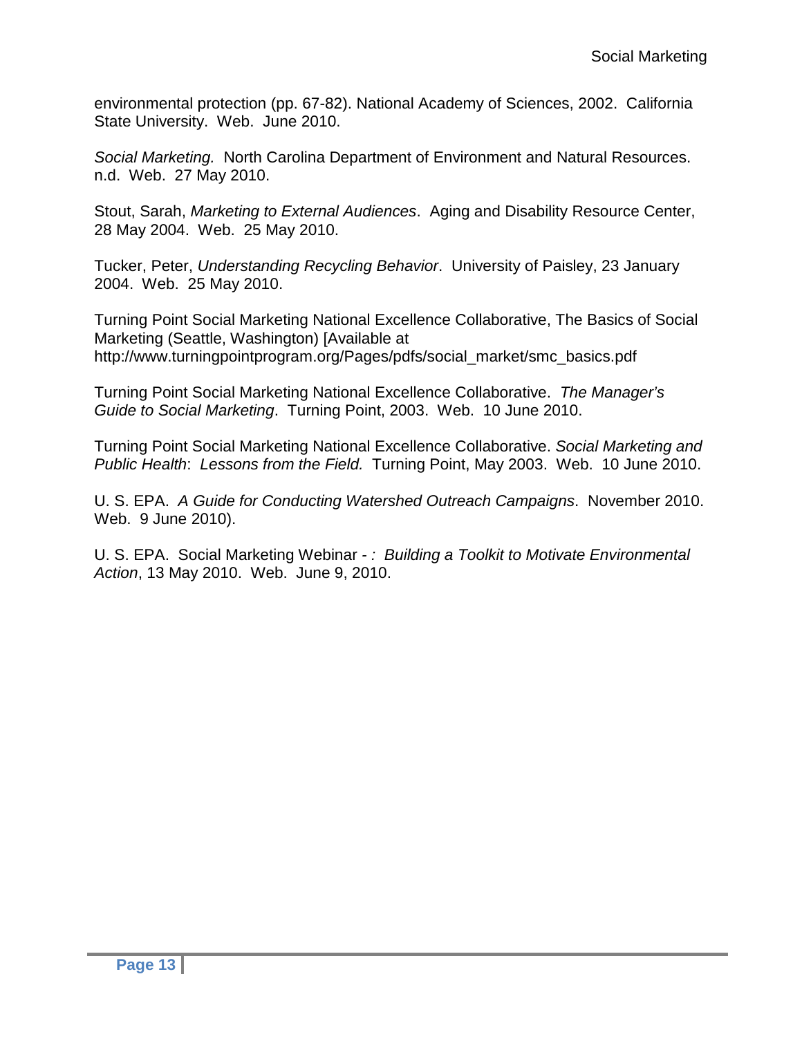environmental protection (pp. 67-82). National Academy of Sciences, 2002. California State University. Web. June 2010.

*Social Marketing.* North Carolina Department of Environment and Natural Resources. n.d. Web. 27 May 2010.

Stout, Sarah, *Marketing to External Audiences*. Aging and Disability Resource Center, 28 May 2004. Web. 25 May 2010.

Tucker, Peter, *Understanding Recycling Behavior*. University of Paisley, 23 January 2004. Web. 25 May 2010.

Turning Point Social Marketing National Excellence Collaborative, The Basics of Social Marketing (Seattle, Washington) [Available at http://www.turningpointprogram.org/Pages/pdfs/social_market/smc_basics.pdf

Turning Point Social Marketing National Excellence Collaborative. *The Manager's Guide to Social Marketing*. Turning Point, 2003. Web. 10 June 2010.

Turning Point Social Marketing National Excellence Collaborative. *Social Marketing and Public Health*: *Lessons from the Field.* Turning Point, May 2003. Web. 10 June 2010.

U. S. EPA. *A Guide for Conducting Watershed Outreach Campaigns*. November 2010. Web. 9 June 2010).

U. S. EPA. Social Marketing Webinar - *: Building a Toolkit to Motivate Environmental Action*, 13 May 2010. Web. June 9, 2010.